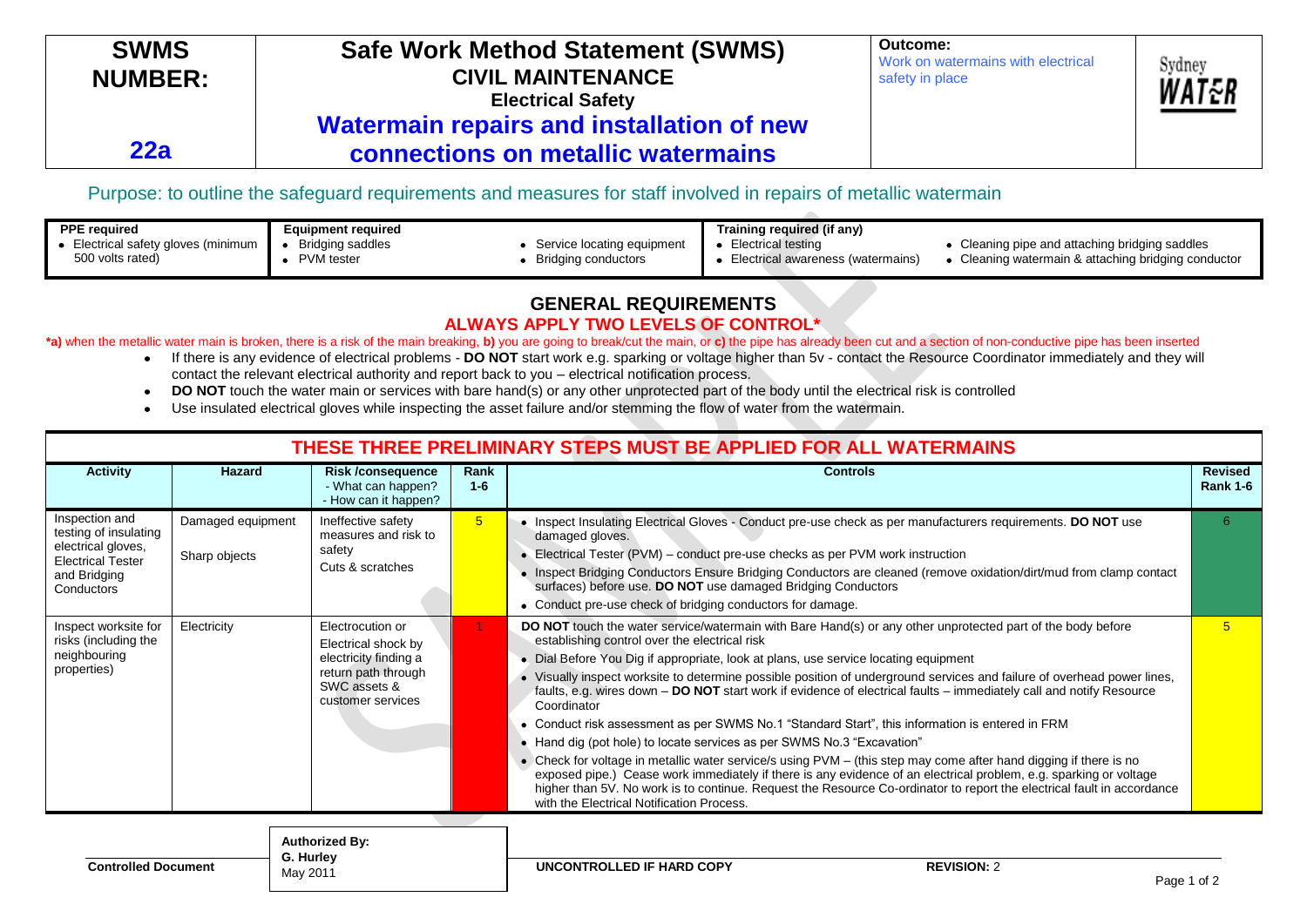| SWMS NUMBER: 22a | Safe Work Method Statement (SWMS) CIVIL MAINTENANCE Electrical Safety **Watermain repairs and installation of new connections on metallic watermains** | **Outcome:** Work on watermains with electrical safety in place | Sydney WATER |
|---|---|---|---|

Purpose: to outline the safeguard requirements and measures for staff involved in repairs of metallic watermain

| PPE required | Equipment required | | Training required (if any) | |
|---|---|---|---|---|
| • Electrical safety gloves (minimum 500 volts rated) | • Bridging saddles<br>• PVM tester | • Service locating equipment<br>• Bridging conductors | • Electrical testing<br>• Electrical awareness (watermains) | • Cleaning pipe and attaching bridging saddles<br>• Cleaning watermain & attaching bridging conductor |

## GENERAL REQUIREMENTS

### ALWAYS APPLY TWO LEVELS OF CONTROL*

***a)** when the metallic water main is broken, there is a risk of the main breaking, **b)** you are going to break/cut the main, or **c)** the pipe has already been cut and a section of non-conductive pipe has been inserted

- If there is any evidence of electrical problems - **DO NOT** start work e.g. sparking or voltage higher than 5v - contact the Resource Coordinator immediately and they will contact the relevant electrical authority and report back to you – electrical notification process.
- **DO NOT** touch the water main or services with bare hand(s) or any other unprotected part of the body until the electrical risk is controlled
- Use insulated electrical gloves while inspecting the asset failure and/or stemming the flow of water from the watermain.

## THESE THREE PRELIMINARY STEPS MUST BE APPLIED FOR ALL WATERMAINS

| Activity | Hazard | Risk /consequence - What can happen? - How can it happen? | Rank 1-6 | Controls | Revised Rank 1-6 |
|---|---|---|---|---|---|
| Inspection and testing of insulating electrical gloves, Electrical Tester and Bridging Conductors | Damaged equipment<br><br>Sharp objects | Ineffective safety measures and risk to safety<br>Cuts & scratches | 5 | • Inspect Insulating Electrical Gloves - Conduct pre-use check as per manufacturers requirements. **DO NOT** use damaged gloves.<br>• Electrical Tester (PVM) – conduct pre-use checks as per PVM work instruction<br>• Inspect Bridging Conductors Ensure Bridging Conductors are cleaned (remove oxidation/dirt/mud from clamp contact surfaces) before use. **DO NOT** use damaged Bridging Conductors<br>• Conduct pre-use check of bridging conductors for damage. | 6 |
| Inspect worksite for risks (including the neighbouring properties) | Electricity | Electrocution or Electrical shock by electricity finding a return path through SWC assets & customer services | 1 | **DO NOT** touch the water service/watermain with Bare Hand(s) or any other unprotected part of the body before establishing control over the electrical risk<br>• Dial Before You Dig if appropriate, look at plans, use service locating equipment<br>• Visually inspect worksite to determine possible position of underground services and failure of overhead power lines, faults, e.g. wires down – **DO NOT** start work if evidence of electrical faults – immediately call and notify Resource Coordinator<br>• Conduct risk assessment as per SWMS No.1 "Standard Start", this information is entered in FRM<br>• Hand dig (pot hole) to locate services as per SWMS No.3 "Excavation"<br>• Check for voltage in metallic water service/s using PVM – (this step may come after hand digging if there is no exposed pipe.) Cease work immediately if there is any evidence of an electrical problem, e.g. sparking or voltage higher than 5V. No work is to continue. Request the Resource Co-ordinator to report the electrical fault in accordance with the Electrical Notification Process. | 5 |

| Controlled Document | Authorized By: G. Hurley May 2011 | UNCONTROLLED IF HARD COPY | REVISION: 2 |
|---|---|---|---|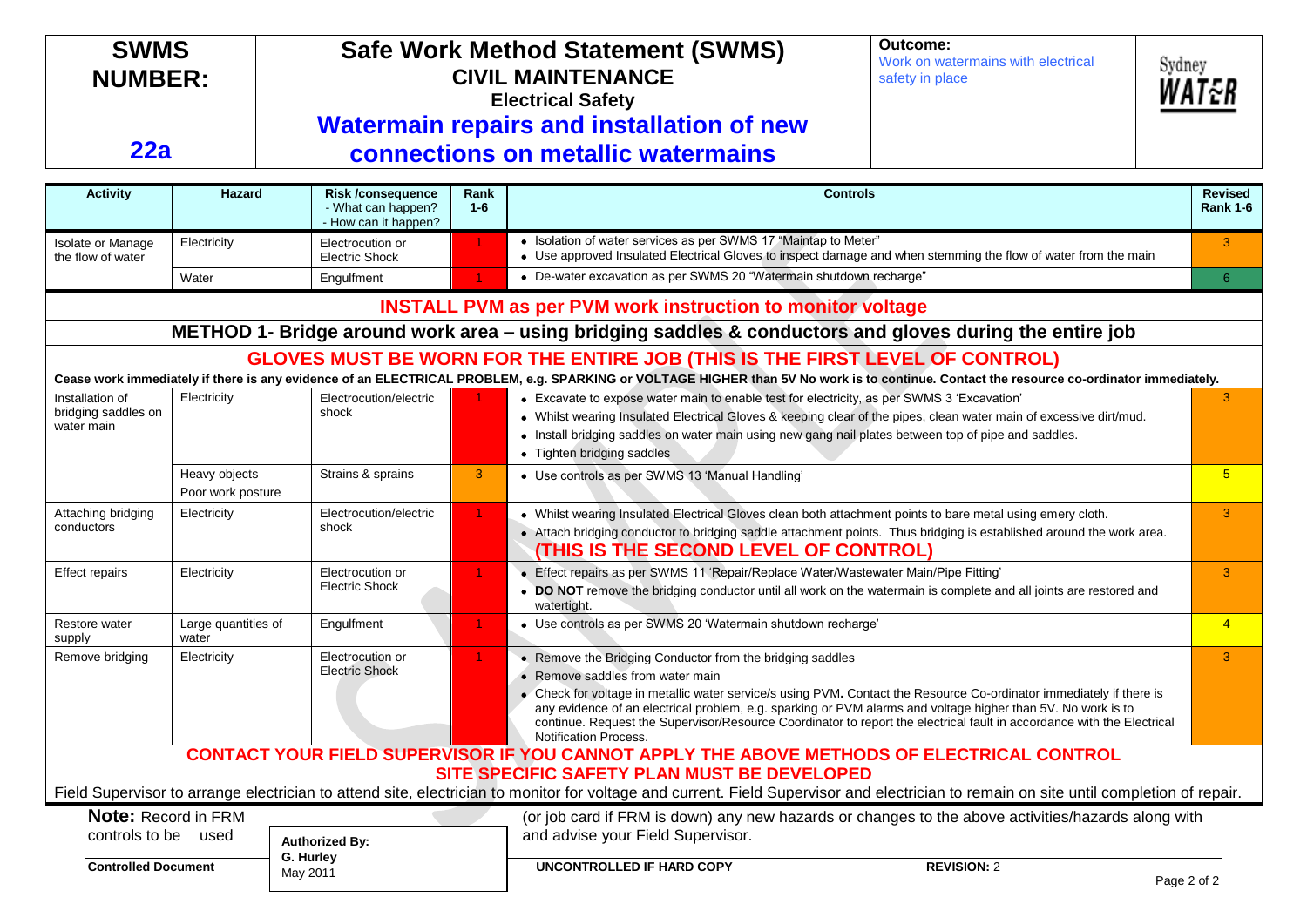| SWMS NUMBER: 22a | Safe Work Method Statement (SWMS) CIVIL MAINTENANCE Electrical Safety **Watermain repairs and installation of new connections on metallic watermains** | Outcome: Work on watermains with electrical safety in place | Sydney WATER |
|---|---|---|---|

| Activity | Hazard | Risk /consequence - What can happen? - How can it happen? | Rank 1-6 | Controls | Revised Rank 1-6 |
|---|---|---|---|---|---|
| Isolate or Manage the flow of water | Electricity | Electrocution or Electric Shock | 1 | • Isolation of water services as per SWMS 17 "Maintap to Meter"<br>• Use approved Insulated Electrical Gloves to inspect damage and when stemming the flow of water from the main | 3 |
| | Water | Engulfment | 1 | • De-water excavation as per SWMS 20 "Watermain shutdown recharge" | 6 |
| **INSTALL PVM as per PVM work instruction to monitor voltage** | | | | | |
| **METHOD 1- Bridge around work area – using bridging saddles & conductors and gloves during the entire job** | | | | | |
| **GLOVES MUST BE WORN FOR THE ENTIRE JOB (THIS IS THE FIRST LEVEL OF CONTROL)**<br>**Cease work immediately if there is any evidence of an ELECTRICAL PROBLEM, e.g. SPARKING or VOLTAGE HIGHER than 5V No work is to continue. Contact the resource co-ordinator immediately.** | | | | | |
| Installation of bridging saddles on water main | Electricity | Electrocution/electric shock | 1 | • Excavate to expose water main to enable test for electricity, as per SWMS 3 'Excavation'<br>• Whilst wearing Insulated Electrical Gloves & keeping clear of the pipes, clean water main of excessive dirt/mud.<br>• Install bridging saddles on water main using new gang nail plates between top of pipe and saddles.<br>• Tighten bridging saddles | 3 |
| | Heavy objects<br>Poor work posture | Strains & sprains | 3 | • Use controls as per SWMS 13 'Manual Handling' | 5 |
| Attaching bridging conductors | Electricity | Electrocution/electric shock | 1 | • Whilst wearing Insulated Electrical Gloves clean both attachment points to bare metal using emery cloth.<br>• Attach bridging conductor to bridging saddle attachment points. Thus bridging is established around the work area. **(THIS IS THE SECOND LEVEL OF CONTROL)** | 3 |
| Effect repairs | Electricity | Electrocution or Electric Shock | 1 | • Effect repairs as per SWMS 11 'Repair/Replace Water/Wastewater Main/Pipe Fitting'<br>• **DO NOT** remove the bridging conductor until all work on the watermain is complete and all joints are restored and watertight. | 3 |
| Restore water supply | Large quantities of water | Engulfment | 1 | • Use controls as per SWMS 20 'Watermain shutdown recharge' | 4 |
| Remove bridging | Electricity | Electrocution or Electric Shock | 1 | • Remove the Bridging Conductor from the bridging saddles<br>• Remove saddles from water main<br>• Check for voltage in metallic water service/s using PVM. Contact the Resource Co-ordinator immediately if there is any evidence of an electrical problem, e.g. sparking or PVM alarms and voltage higher than 5V. No work is to continue. Request the Supervisor/Resource Coordinator to report the electrical fault in accordance with the Electrical Notification Process. | 3 |
| **CONTACT YOUR FIELD SUPERVISOR IF YOU CANNOT APPLY THE ABOVE METHODS OF ELECTRICAL CONTROL**<br>**SITE SPECIFIC SAFETY PLAN MUST BE DEVELOPED**<br>Field Supervisor to arrange electrician to attend site, electrician to monitor for voltage and current. Field Supervisor and electrician to remain on site until completion of repair. | | | | | |

**Note:** Record in FRM (or job card if FRM is down) any new hazards or changes to the above activities/hazards along with controls to be used and advise your Field Supervisor.

| Controlled Document | Authorized By: G. Hurley May 2011 | UNCONTROLLED IF HARD COPY | REVISION: 2 |
|---|---|---|---|